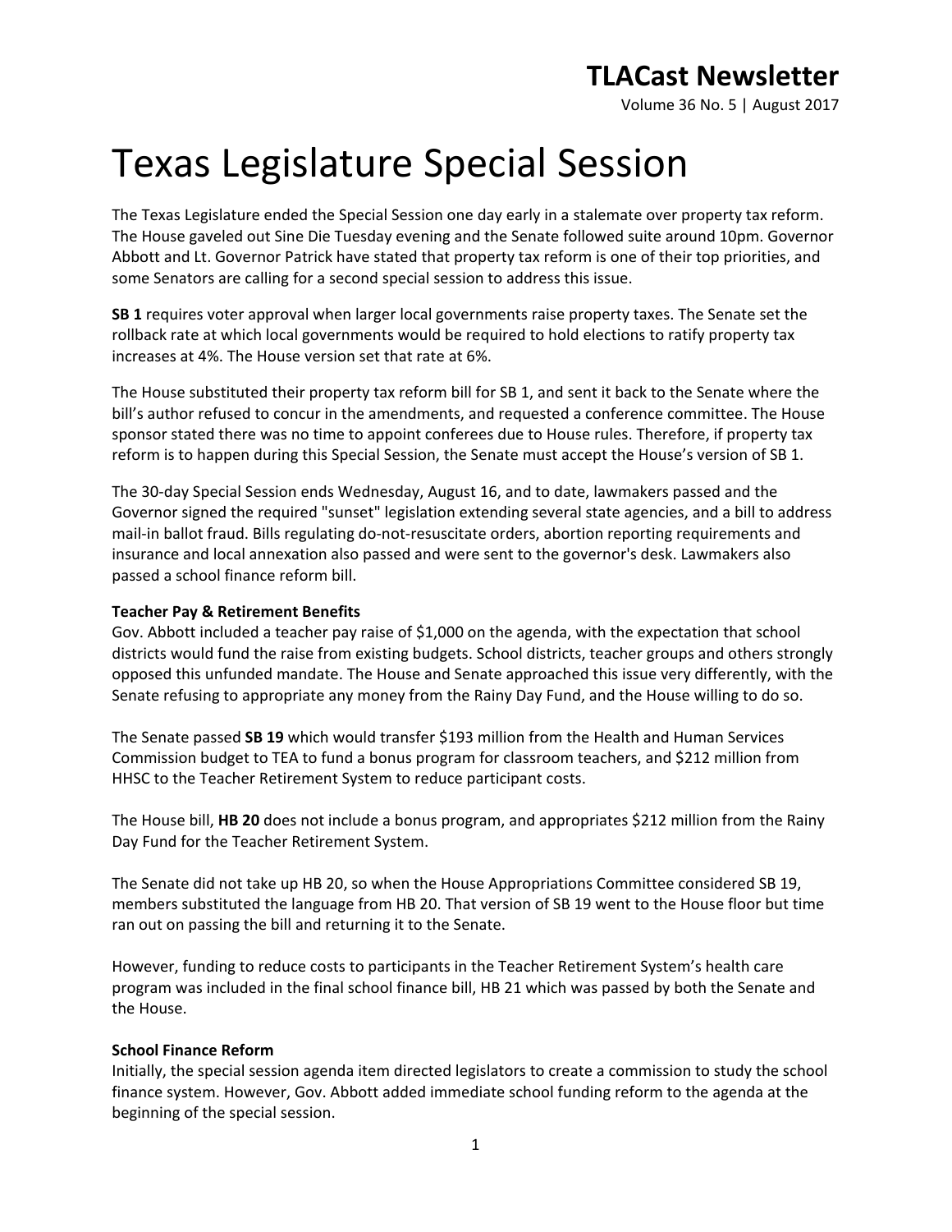# TLACast Newsletter

Volume 36 No. 5 | August 2017

# Texas Legislature Special Session

The Texas Legislature ended the Special Session one day early in a stalemate over property tax reform. The House gaveled out Sine Die Tuesday evening and the Senate followed suite around 10pm. Governor Abbott and Lt. Governor Patrick have stated that property tax reform is one of their top priorities, and some Senators are calling for a second special session to address this issue.

**SB 1** requires voter approval when larger local governments raise property taxes. The Senate set the rollback rate at which local governments would be required to hold elections to ratify property tax increases at 4%. The House version set that rate at 6%.

The House substituted their property tax reform bill for SB 1, and sent it back to the Senate where the bill's author refused to concur in the amendments, and requested a conference committee. The House sponsor stated there was no time to appoint conferees due to House rules. Therefore, if property tax reform is to happen during this Special Session, the Senate must accept the House's version of SB 1.

The 30-day Special Session ends Wednesday, August 16, and to date, lawmakers passed and the Governor signed the required "sunset" legislation extending several state agencies, and a bill to address mail-in ballot fraud. Bills regulating do-not-resuscitate orders, abortion reporting requirements and insurance and local annexation also passed and were sent to the governor's desk. Lawmakers also passed a school finance reform bill.

**Teacher Pay & Retirement Benefits**

Gov. Abbott included a teacher pay raise of $1,000 on the agenda, with the expectation that school districts would fund the raise from existing budgets. School districts, teacher groups and others strongly opposed this unfunded mandate. The House and Senate approached this issue very differently, with the Senate refusing to appropriate any money from the Rainy Day Fund, and the House willing to do so.

The Senate passed **SB 19** which would transfer $193 million from the Health and Human Services Commission budget to TEA to fund a bonus program for classroom teachers, and $212 million from HHSC to the Teacher Retirement System to reduce participant costs.

The House bill, **HB 20** does not include a bonus program, and appropriates $212 million from the Rainy Day Fund for the Teacher Retirement System.

The Senate did not take up HB 20, so when the House Appropriations Committee considered SB 19, members substituted the language from HB 20. That version of SB 19 went to the House floor but time ran out on passing the bill and returning it to the Senate.

However, funding to reduce costs to participants in the Teacher Retirement System's health care program was included in the final school finance bill, HB 21 which was passed by both the Senate and the House.

**School Finance Reform**

Initially, the special session agenda item directed legislators to create a commission to study the school finance system. However, Gov. Abbott added immediate school funding reform to the agenda at the beginning of the special session.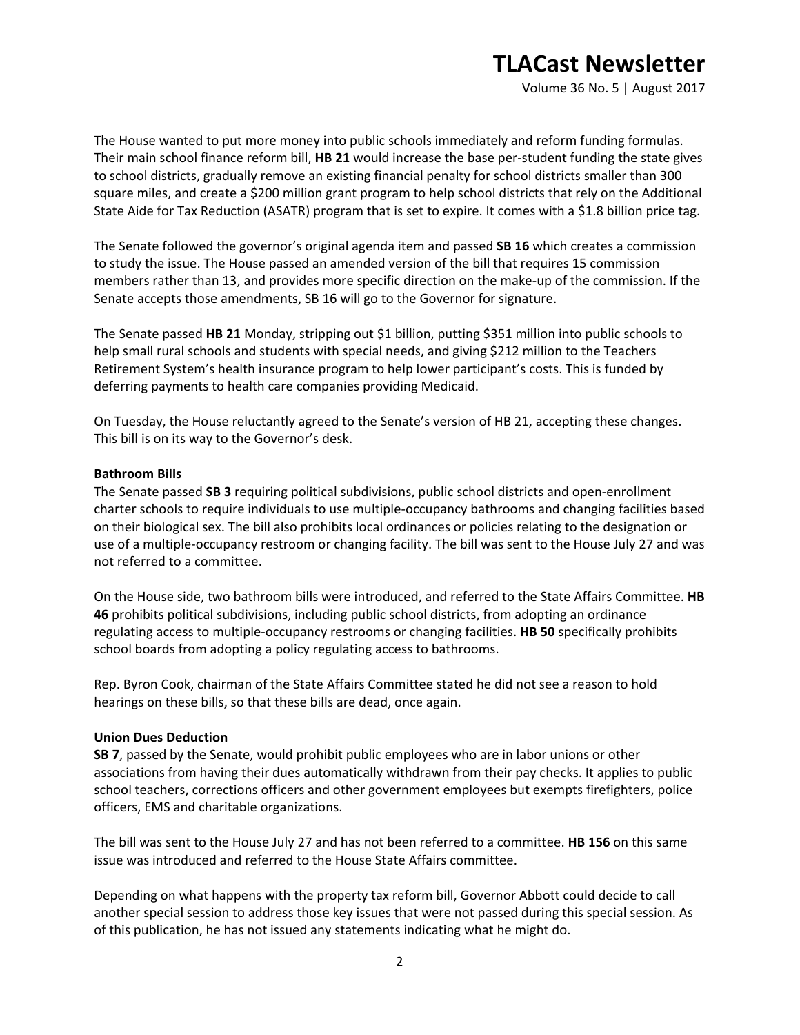The House wanted to put more money into public schools immediately and reform funding formulas. Their main school finance reform bill, **HB 21** would increase the base per-student funding the state gives to school districts, gradually remove an existing financial penalty for school districts smaller than 300 square miles, and create a $200 million grant program to help school districts that rely on the Additional State Aide for Tax Reduction (ASATR) program that is set to expire. It comes with a $1.8 billion price tag.

The Senate followed the governor's original agenda item and passed **SB 16** which creates a commission to study the issue. The House passed an amended version of the bill that requires 15 commission members rather than 13, and provides more specific direction on the make-up of the commission. If the Senate accepts those amendments, SB 16 will go to the Governor for signature.

The Senate passed **HB 21** Monday, stripping out $1 billion, putting $351 million into public schools to help small rural schools and students with special needs, and giving $212 million to the Teachers Retirement System's health insurance program to help lower participant's costs. This is funded by deferring payments to health care companies providing Medicaid.

On Tuesday, the House reluctantly agreed to the Senate's version of HB 21, accepting these changes. This bill is on its way to the Governor's desk.

**Bathroom Bills**

The Senate passed **SB 3** requiring political subdivisions, public school districts and open-enrollment charter schools to require individuals to use multiple-occupancy bathrooms and changing facilities based on their biological sex. The bill also prohibits local ordinances or policies relating to the designation or use of a multiple-occupancy restroom or changing facility. The bill was sent to the House July 27 and was not referred to a committee.

On the House side, two bathroom bills were introduced, and referred to the State Affairs Committee. **HB 46** prohibits political subdivisions, including public school districts, from adopting an ordinance regulating access to multiple-occupancy restrooms or changing facilities. **HB 50** specifically prohibits school boards from adopting a policy regulating access to bathrooms.

Rep. Byron Cook, chairman of the State Affairs Committee stated he did not see a reason to hold hearings on these bills, so that these bills are dead, once again.

**Union Dues Deduction**

**SB 7**, passed by the Senate, would prohibit public employees who are in labor unions or other associations from having their dues automatically withdrawn from their pay checks. It applies to public school teachers, corrections officers and other government employees but exempts firefighters, police officers, EMS and charitable organizations.

The bill was sent to the House July 27 and has not been referred to a committee. **HB 156** on this same issue was introduced and referred to the House State Affairs committee.

Depending on what happens with the property tax reform bill, Governor Abbott could decide to call another special session to address those key issues that were not passed during this special session. As of this publication, he has not issued any statements indicating what he might do.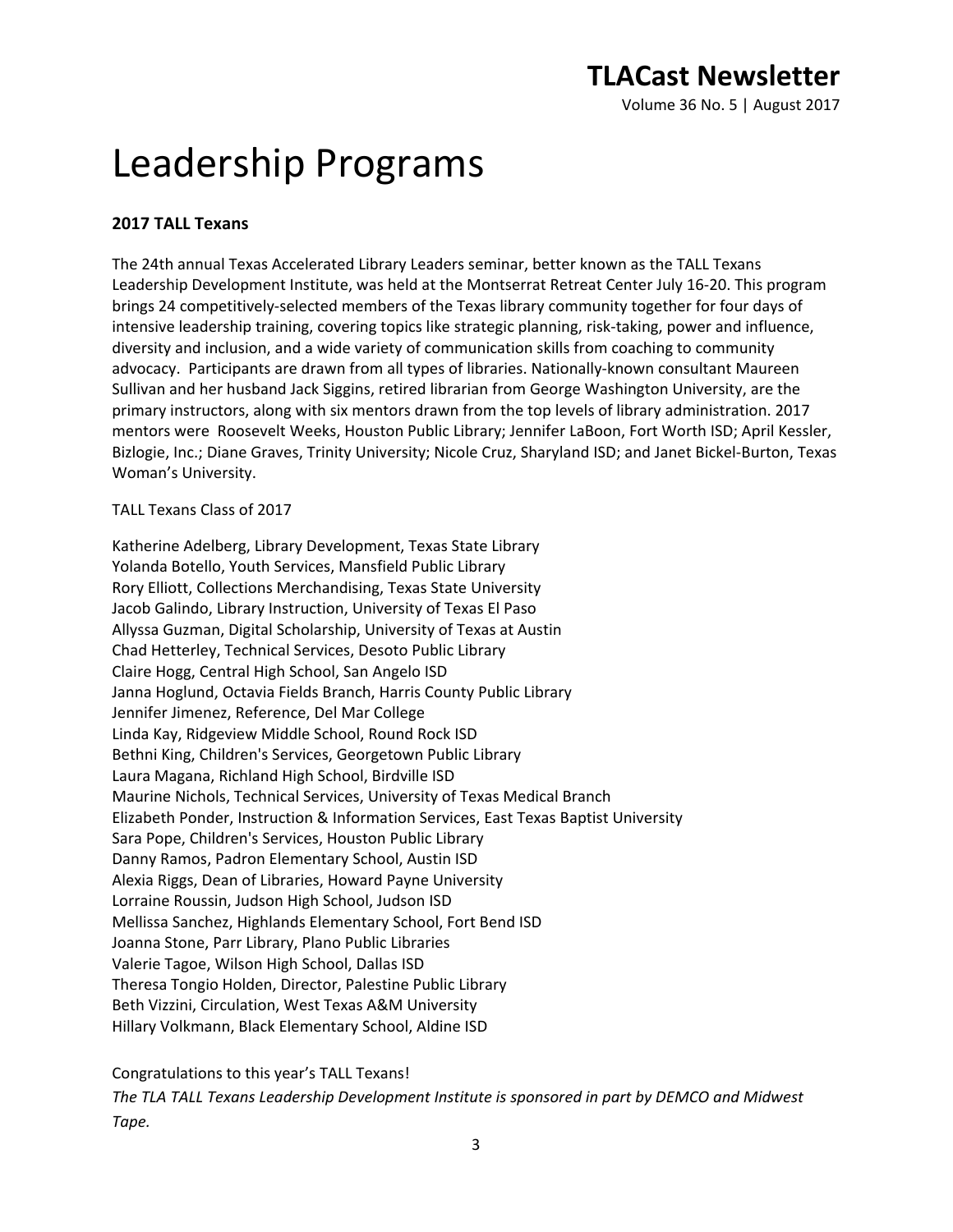# Leadership Programs

### 2017 TALL Texans

The 24th annual Texas Accelerated Library Leaders seminar, better known as the TALL Texans Leadership Development Institute, was held at the Montserrat Retreat Center July 16-20. This program brings 24 competitively-selected members of the Texas library community together for four days of intensive leadership training, covering topics like strategic planning, risk-taking, power and influence, diversity and inclusion, and a wide variety of communication skills from coaching to community advocacy. Participants are drawn from all types of libraries. Nationally-known consultant Maureen Sullivan and her husband Jack Siggins, retired librarian from George Washington University, are the primary instructors, along with six mentors drawn from the top levels of library administration. 2017 mentors were Roosevelt Weeks, Houston Public Library; Jennifer LaBoon, Fort Worth ISD; April Kessler, Bizlogie, Inc.; Diane Graves, Trinity University; Nicole Cruz, Sharyland ISD; and Janet Bickel-Burton, Texas Woman's University.

TALL Texans Class of 2017

Katherine Adelberg, Library Development, Texas State Library
Yolanda Botello, Youth Services, Mansfield Public Library
Rory Elliott, Collections Merchandising, Texas State University
Jacob Galindo, Library Instruction, University of Texas El Paso
Allyssa Guzman, Digital Scholarship, University of Texas at Austin
Chad Hetterley, Technical Services, Desoto Public Library
Claire Hogg, Central High School, San Angelo ISD
Janna Hoglund, Octavia Fields Branch, Harris County Public Library
Jennifer Jimenez, Reference, Del Mar College
Linda Kay, Ridgeview Middle School, Round Rock ISD
Bethni King, Children's Services, Georgetown Public Library
Laura Magana, Richland High School, Birdville ISD
Maurine Nichols, Technical Services, University of Texas Medical Branch
Elizabeth Ponder, Instruction & Information Services, East Texas Baptist University
Sara Pope, Children's Services, Houston Public Library
Danny Ramos, Padron Elementary School, Austin ISD
Alexia Riggs, Dean of Libraries, Howard Payne University
Lorraine Roussin, Judson High School, Judson ISD
Mellissa Sanchez, Highlands Elementary School, Fort Bend ISD
Joanna Stone, Parr Library, Plano Public Libraries
Valerie Tagoe, Wilson High School, Dallas ISD
Theresa Tongio Holden, Director, Palestine Public Library
Beth Vizzini, Circulation, West Texas A&M University
Hillary Volkmann, Black Elementary School, Aldine ISD

Congratulations to this year's TALL Texans!

*The TLA TALL Texans Leadership Development Institute is sponsored in part by DEMCO and Midwest Tape.*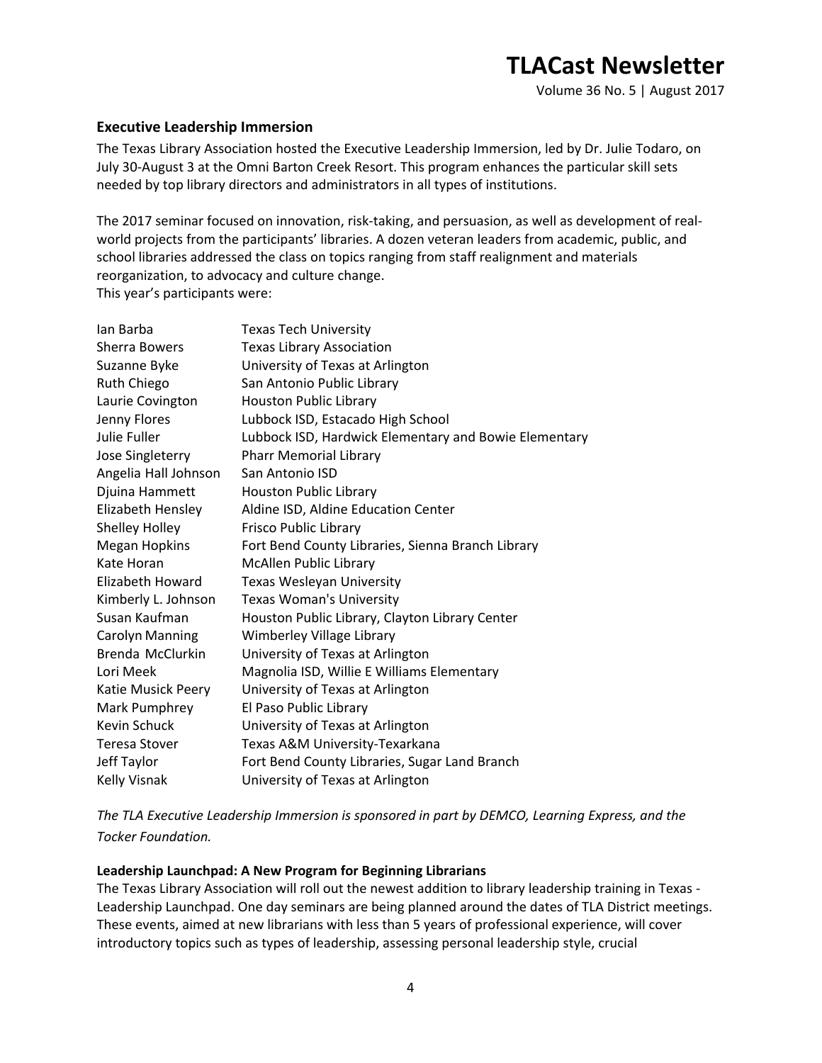## Executive Leadership Immersion

The Texas Library Association hosted the Executive Leadership Immersion, led by Dr. Julie Todaro, on July 30-August 3 at the Omni Barton Creek Resort. This program enhances the particular skill sets needed by top library directors and administrators in all types of institutions.

The 2017 seminar focused on innovation, risk-taking, and persuasion, as well as development of real-world projects from the participants' libraries. A dozen veteran leaders from academic, public, and school libraries addressed the class on topics ranging from staff realignment and materials reorganization, to advocacy and culture change.

This year's participants were:

| Name | Institution |
|---|---|
| Ian Barba | Texas Tech University |
| Sherra Bowers | Texas Library Association |
| Suzanne Byke | University of Texas at Arlington |
| Ruth Chiego | San Antonio Public Library |
| Laurie Covington | Houston Public Library |
| Jenny Flores | Lubbock ISD, Estacado High School |
| Julie Fuller | Lubbock ISD, Hardwick Elementary and Bowie Elementary |
| Jose Singleterry | Pharr Memorial Library |
| Angelia Hall Johnson | San Antonio ISD |
| Djuina Hammett | Houston Public Library |
| Elizabeth Hensley | Aldine ISD, Aldine Education Center |
| Shelley Holley | Frisco Public Library |
| Megan Hopkins | Fort Bend County Libraries, Sienna Branch Library |
| Kate Horan | McAllen Public Library |
| Elizabeth Howard | Texas Wesleyan University |
| Kimberly L. Johnson | Texas Woman's University |
| Susan Kaufman | Houston Public Library, Clayton Library Center |
| Carolyn Manning | Wimberley Village Library |
| Brenda McClurkin | University of Texas at Arlington |
| Lori Meek | Magnolia ISD, Willie E Williams Elementary |
| Katie Musick Peery | University of Texas at Arlington |
| Mark Pumphrey | El Paso Public Library |
| Kevin Schuck | University of Texas at Arlington |
| Teresa Stover | Texas A&M University-Texarkana |
| Jeff Taylor | Fort Bend County Libraries, Sugar Land Branch |
| Kelly Visnak | University of Texas at Arlington |

*The TLA Executive Leadership Immersion is sponsored in part by DEMCO, Learning Express, and the Tocker Foundation.*

### Leadership Launchpad: A New Program for Beginning Librarians

The Texas Library Association will roll out the newest addition to library leadership training in Texas - Leadership Launchpad. One day seminars are being planned around the dates of TLA District meetings. These events, aimed at new librarians with less than 5 years of professional experience, will cover introductory topics such as types of leadership, assessing personal leadership style, crucial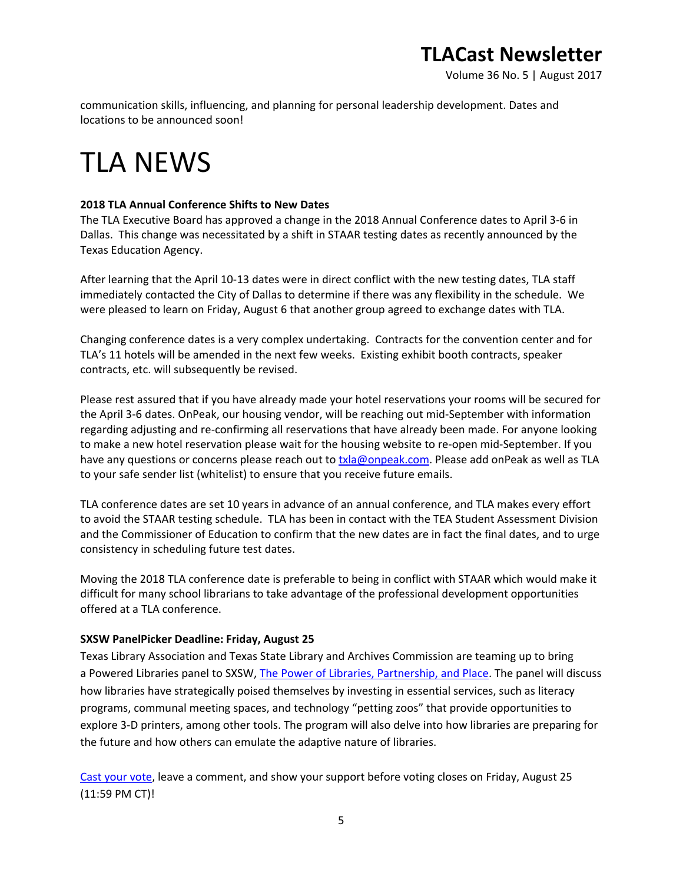communication skills, influencing, and planning for personal leadership development. Dates and locations to be announced soon!

# TLA NEWS

**2018 TLA Annual Conference Shifts to New Dates**

The TLA Executive Board has approved a change in the 2018 Annual Conference dates to April 3-6 in Dallas. This change was necessitated by a shift in STAAR testing dates as recently announced by the Texas Education Agency.

After learning that the April 10-13 dates were in direct conflict with the new testing dates, TLA staff immediately contacted the City of Dallas to determine if there was any flexibility in the schedule. We were pleased to learn on Friday, August 6 that another group agreed to exchange dates with TLA.

Changing conference dates is a very complex undertaking. Contracts for the convention center and for TLA's 11 hotels will be amended in the next few weeks. Existing exhibit booth contracts, speaker contracts, etc. will subsequently be revised.

Please rest assured that if you have already made your hotel reservations your rooms will be secured for the April 3-6 dates. OnPeak, our housing vendor, will be reaching out mid-September with information regarding adjusting and re-confirming all reservations that have already been made. For anyone looking to make a new hotel reservation please wait for the housing website to re-open mid-September. If you have any questions or concerns please reach out to txla@onpeak.com. Please add onPeak as well as TLA to your safe sender list (whitelist) to ensure that you receive future emails.

TLA conference dates are set 10 years in advance of an annual conference, and TLA makes every effort to avoid the STAAR testing schedule. TLA has been in contact with the TEA Student Assessment Division and the Commissioner of Education to confirm that the new dates are in fact the final dates, and to urge consistency in scheduling future test dates.

Moving the 2018 TLA conference date is preferable to being in conflict with STAAR which would make it difficult for many school librarians to take advantage of the professional development opportunities offered at a TLA conference.

**SXSW PanelPicker Deadline: Friday, August 25**

Texas Library Association and Texas State Library and Archives Commission are teaming up to bring a Powered Libraries panel to SXSW, The Power of Libraries, Partnership, and Place. The panel will discuss how libraries have strategically poised themselves by investing in essential services, such as literacy programs, communal meeting spaces, and technology "petting zoos" that provide opportunities to explore 3-D printers, among other tools. The program will also delve into how libraries are preparing for the future and how others can emulate the adaptive nature of libraries.

Cast your vote, leave a comment, and show your support before voting closes on Friday, August 25 (11:59 PM CT)!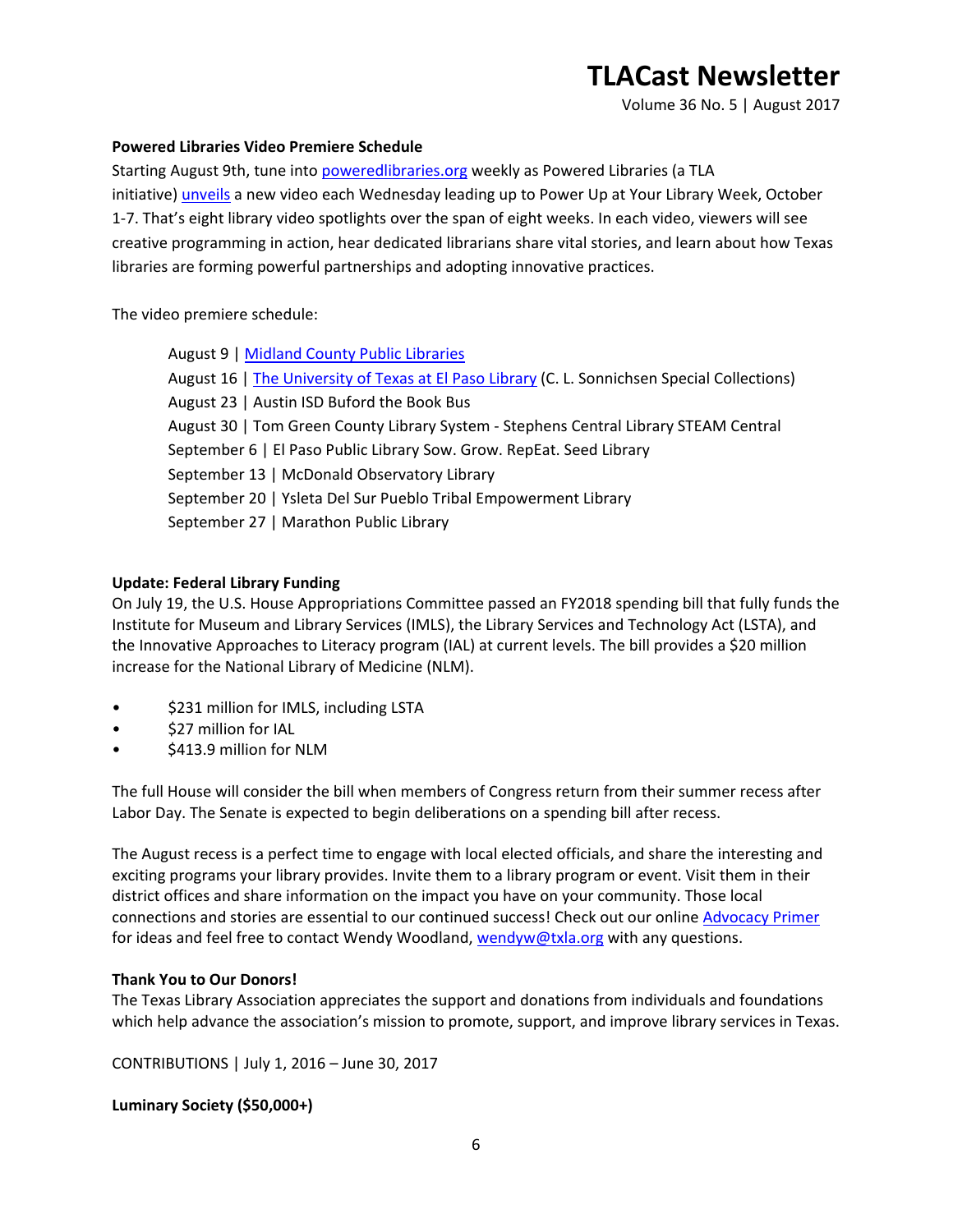**Powered Libraries Video Premiere Schedule**

Starting August 9th, tune into poweredlibraries.org weekly as Powered Libraries (a TLA initiative) unveils a new video each Wednesday leading up to Power Up at Your Library Week, October 1-7. That's eight library video spotlights over the span of eight weeks. In each video, viewers will see creative programming in action, hear dedicated librarians share vital stories, and learn about how Texas libraries are forming powerful partnerships and adopting innovative practices.

The video premiere schedule:

August 9 | Midland County Public Libraries
August 16 | The University of Texas at El Paso Library (C. L. Sonnichsen Special Collections)
August 23 | Austin ISD Buford the Book Bus
August 30 | Tom Green County Library System - Stephens Central Library STEAM Central
September 6 | El Paso Public Library Sow. Grow. RepEat. Seed Library
September 13 | McDonald Observatory Library
September 20 | Ysleta Del Sur Pueblo Tribal Empowerment Library
September 27 | Marathon Public Library

**Update: Federal Library Funding**

On July 19, the U.S. House Appropriations Committee passed an FY2018 spending bill that fully funds the Institute for Museum and Library Services (IMLS), the Library Services and Technology Act (LSTA), and the Innovative Approaches to Literacy program (IAL) at current levels. The bill provides a $20 million increase for the National Library of Medicine (NLM).

- $231 million for IMLS, including LSTA
- $27 million for IAL
- $413.9 million for NLM

The full House will consider the bill when members of Congress return from their summer recess after Labor Day. The Senate is expected to begin deliberations on a spending bill after recess.

The August recess is a perfect time to engage with local elected officials, and share the interesting and exciting programs your library provides. Invite them to a library program or event. Visit them in their district offices and share information on the impact you have on your community. Those local connections and stories are essential to our continued success! Check out our online Advocacy Primer for ideas and feel free to contact Wendy Woodland, wendyw@txla.org with any questions.

**Thank You to Our Donors!**

The Texas Library Association appreciates the support and donations from individuals and foundations which help advance the association's mission to promote, support, and improve library services in Texas.

CONTRIBUTIONS | July 1, 2016 – June 30, 2017

**Luminary Society ($50,000+)**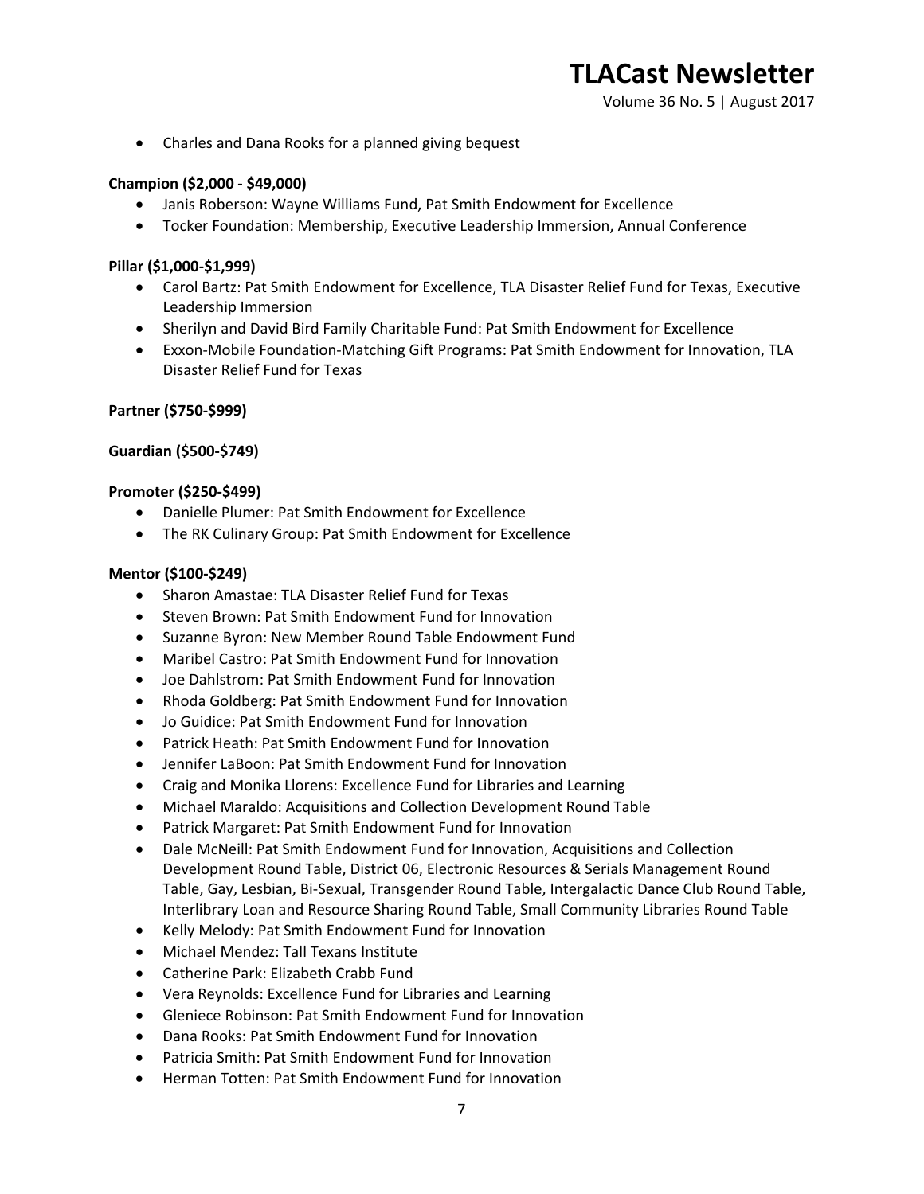- Charles and Dana Rooks for a planned giving bequest

**Champion ($2,000 - $49,000)**

- Janis Roberson: Wayne Williams Fund, Pat Smith Endowment for Excellence
- Tocker Foundation: Membership, Executive Leadership Immersion, Annual Conference

**Pillar ($1,000-$1,999)**

- Carol Bartz: Pat Smith Endowment for Excellence, TLA Disaster Relief Fund for Texas, Executive Leadership Immersion
- Sherilyn and David Bird Family Charitable Fund: Pat Smith Endowment for Excellence
- Exxon-Mobile Foundation-Matching Gift Programs: Pat Smith Endowment for Innovation, TLA Disaster Relief Fund for Texas

**Partner ($750-$999)**

**Guardian ($500-$749)**

**Promoter ($250-$499)**

- Danielle Plumer: Pat Smith Endowment for Excellence
- The RK Culinary Group: Pat Smith Endowment for Excellence

**Mentor ($100-$249)**

- Sharon Amastae: TLA Disaster Relief Fund for Texas
- Steven Brown: Pat Smith Endowment Fund for Innovation
- Suzanne Byron: New Member Round Table Endowment Fund
- Maribel Castro: Pat Smith Endowment Fund for Innovation
- Joe Dahlstrom: Pat Smith Endowment Fund for Innovation
- Rhoda Goldberg: Pat Smith Endowment Fund for Innovation
- Jo Guidice: Pat Smith Endowment Fund for Innovation
- Patrick Heath: Pat Smith Endowment Fund for Innovation
- Jennifer LaBoon: Pat Smith Endowment Fund for Innovation
- Craig and Monika Llorens: Excellence Fund for Libraries and Learning
- Michael Maraldo: Acquisitions and Collection Development Round Table
- Patrick Margaret: Pat Smith Endowment Fund for Innovation
- Dale McNeill: Pat Smith Endowment Fund for Innovation, Acquisitions and Collection Development Round Table, District 06, Electronic Resources & Serials Management Round Table, Gay, Lesbian, Bi-Sexual, Transgender Round Table, Intergalactic Dance Club Round Table, Interlibrary Loan and Resource Sharing Round Table, Small Community Libraries Round Table
- Kelly Melody: Pat Smith Endowment Fund for Innovation
- Michael Mendez: Tall Texans Institute
- Catherine Park: Elizabeth Crabb Fund
- Vera Reynolds: Excellence Fund for Libraries and Learning
- Gleniece Robinson: Pat Smith Endowment Fund for Innovation
- Dana Rooks: Pat Smith Endowment Fund for Innovation
- Patricia Smith: Pat Smith Endowment Fund for Innovation
- Herman Totten: Pat Smith Endowment Fund for Innovation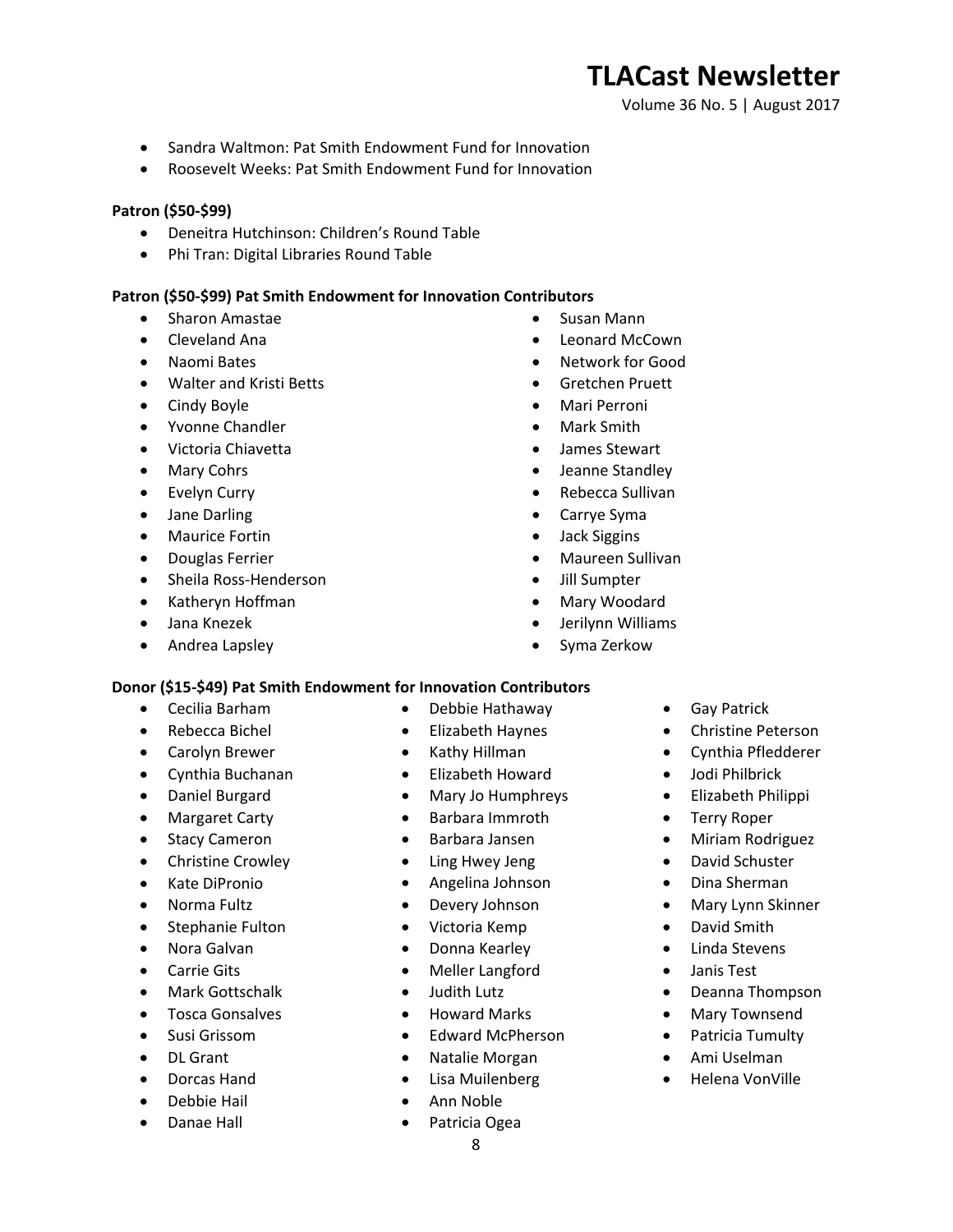- Sandra Waltmon: Pat Smith Endowment Fund for Innovation
- Roosevelt Weeks: Pat Smith Endowment Fund for Innovation

**Patron ($50-$99)**

- Deneitra Hutchinson: Children's Round Table
- Phi Tran: Digital Libraries Round Table

**Patron ($50-$99) Pat Smith Endowment for Innovation Contributors**

- Sharon Amastae
- Cleveland Ana
- Naomi Bates
- Walter and Kristi Betts
- Cindy Boyle
- Yvonne Chandler
- Victoria Chiavetta
- Mary Cohrs
- Evelyn Curry
- Jane Darling
- Maurice Fortin
- Douglas Ferrier
- Sheila Ross-Henderson
- Katheryn Hoffman
- Jana Knezek
- Andrea Lapsley
- Susan Mann
- Leonard McCown
- Network for Good
- Gretchen Pruett
- Mari Perroni
- Mark Smith
- James Stewart
- Jeanne Standley
- Rebecca Sullivan
- Carrye Syma
- Jack Siggins
- Maureen Sullivan
- Jill Sumpter
- Mary Woodard
- Jerilynn Williams
- Syma Zerkow

**Donor ($15-$49) Pat Smith Endowment for Innovation Contributors**

- Cecilia Barham
- Rebecca Bichel
- Carolyn Brewer
- Cynthia Buchanan
- Daniel Burgard
- Margaret Carty
- Stacy Cameron
- Christine Crowley
- Kate DiPronio
- Norma Fultz
- Stephanie Fulton
- Nora Galvan
- Carrie Gits
- Mark Gottschalk
- Tosca Gonsalves
- Susi Grissom
- DL Grant
- Dorcas Hand
- Debbie Hail
- Danae Hall
- Debbie Hathaway
- Elizabeth Haynes
- Kathy Hillman
- Elizabeth Howard
- Mary Jo Humphreys
- Barbara Immroth
- Barbara Jansen
- Ling Hwey Jeng
- Angelina Johnson
- Devery Johnson
- Victoria Kemp
- Donna Kearley
- Meller Langford
- Judith Lutz
- Howard Marks
- Edward McPherson
- Natalie Morgan
- Lisa Muilenberg
- Ann Noble
- Patricia Ogea
- Gay Patrick
- Christine Peterson
- Cynthia Pfledderer
- Jodi Philbrick
- Elizabeth Philippi
- Terry Roper
- Miriam Rodriguez
- David Schuster
- Dina Sherman
- Mary Lynn Skinner
- David Smith
- Linda Stevens
- Janis Test
- Deanna Thompson
- Mary Townsend
- Patricia Tumulty
- Ami Uselman
- Helena VonVille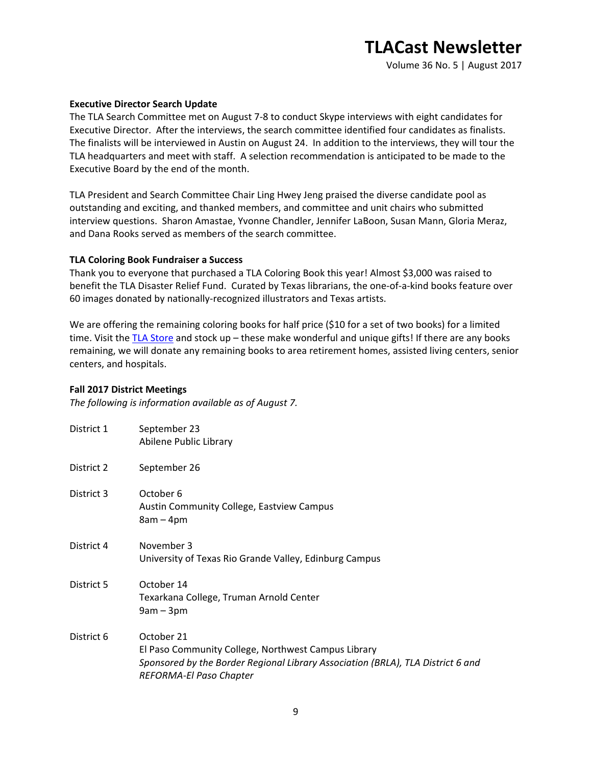## Executive Director Search Update

The TLA Search Committee met on August 7-8 to conduct Skype interviews with eight candidates for Executive Director. After the interviews, the search committee identified four candidates as finalists. The finalists will be interviewed in Austin on August 24. In addition to the interviews, they will tour the TLA headquarters and meet with staff. A selection recommendation is anticipated to be made to the Executive Board by the end of the month.

TLA President and Search Committee Chair Ling Hwey Jeng praised the diverse candidate pool as outstanding and exciting, and thanked members, and committee and unit chairs who submitted interview questions. Sharon Amastae, Yvonne Chandler, Jennifer LaBoon, Susan Mann, Gloria Meraz, and Dana Rooks served as members of the search committee.

## TLA Coloring Book Fundraiser a Success

Thank you to everyone that purchased a TLA Coloring Book this year! Almost $3,000 was raised to benefit the TLA Disaster Relief Fund. Curated by Texas librarians, the one-of-a-kind books feature over 60 images donated by nationally-recognized illustrators and Texas artists.

We are offering the remaining coloring books for half price ($10 for a set of two books) for a limited time. Visit the TLA Store and stock up – these make wonderful and unique gifts! If there are any books remaining, we will donate any remaining books to area retirement homes, assisted living centers, senior centers, and hospitals.

## Fall 2017 District Meetings

*The following is information available as of August 7.*

| | |
|---|---|
| District 1 | September 23<br>Abilene Public Library |
| District 2 | September 26 |
| District 3 | October 6<br>Austin Community College, Eastview Campus<br>8am – 4pm |
| District 4 | November 3<br>University of Texas Rio Grande Valley, Edinburg Campus |
| District 5 | October 14<br>Texarkana College, Truman Arnold Center<br>9am – 3pm |
| District 6 | October 21<br>El Paso Community College, Northwest Campus Library<br>*Sponsored by the Border Regional Library Association (BRLA), TLA District 6 and REFORMA-El Paso Chapter* |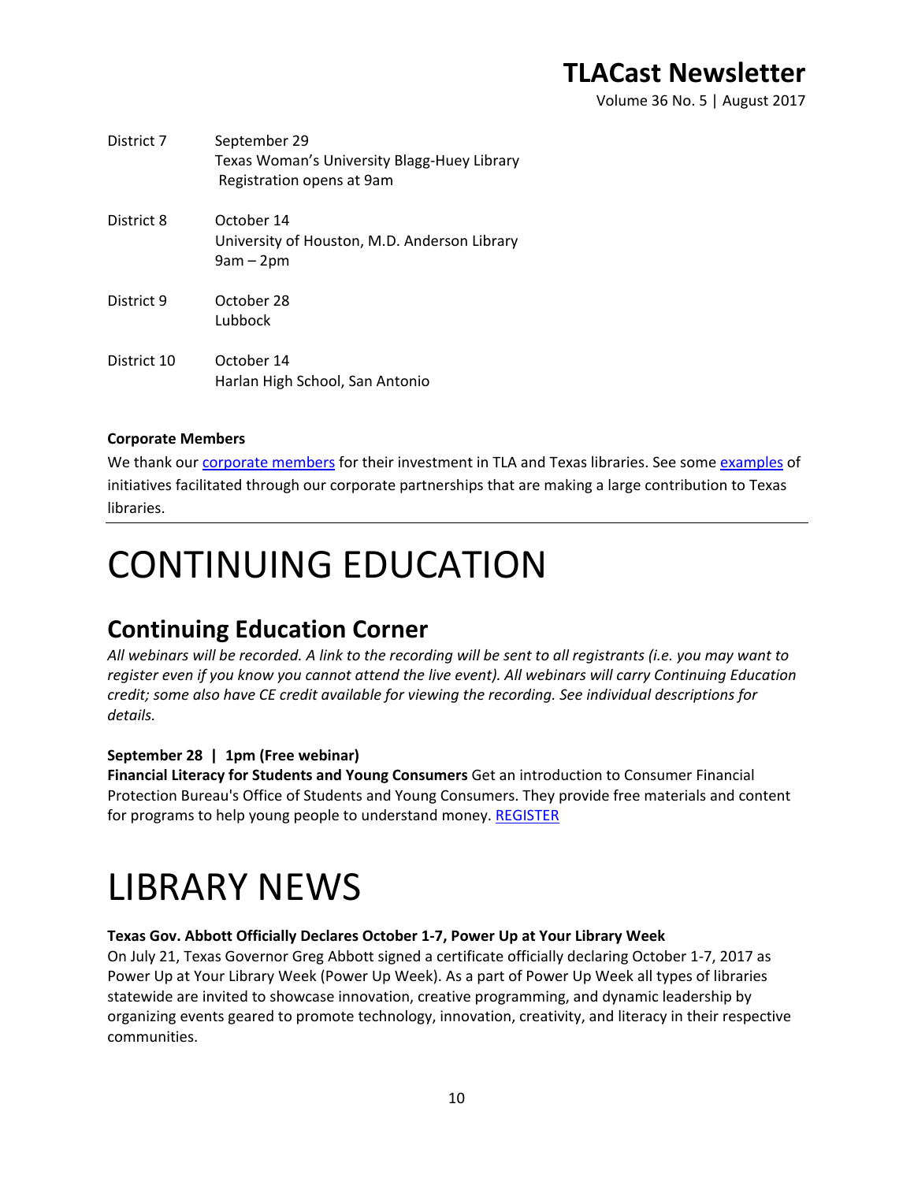| | |
|---|---|
| District 7 | September 29<br>Texas Woman's University Blagg-Huey Library<br>Registration opens at 9am |
| District 8 | October 14<br>University of Houston, M.D. Anderson Library<br>9am – 2pm |
| District 9 | October 28<br>Lubbock |
| District 10 | October 14<br>Harlan High School, San Antonio |

**Corporate Members**

We thank our corporate members for their investment in TLA and Texas libraries. See some examples of initiatives facilitated through our corporate partnerships that are making a large contribution to Texas libraries.

# CONTINUING EDUCATION

## Continuing Education Corner

*All webinars will be recorded. A link to the recording will be sent to all registrants (i.e. you may want to register even if you know you cannot attend the live event). All webinars will carry Continuing Education credit; some also have CE credit available for viewing the recording. See individual descriptions for details.*

**September 28 | 1pm (Free webinar)**

**Financial Literacy for Students and Young Consumers** Get an introduction to Consumer Financial Protection Bureau's Office of Students and Young Consumers. They provide free materials and content for programs to help young people to understand money. REGISTER

# LIBRARY NEWS

**Texas Gov. Abbott Officially Declares October 1-7, Power Up at Your Library Week**

On July 21, Texas Governor Greg Abbott signed a certificate officially declaring October 1-7, 2017 as Power Up at Your Library Week (Power Up Week). As a part of Power Up Week all types of libraries statewide are invited to showcase innovation, creative programming, and dynamic leadership by organizing events geared to promote technology, innovation, creativity, and literacy in their respective communities.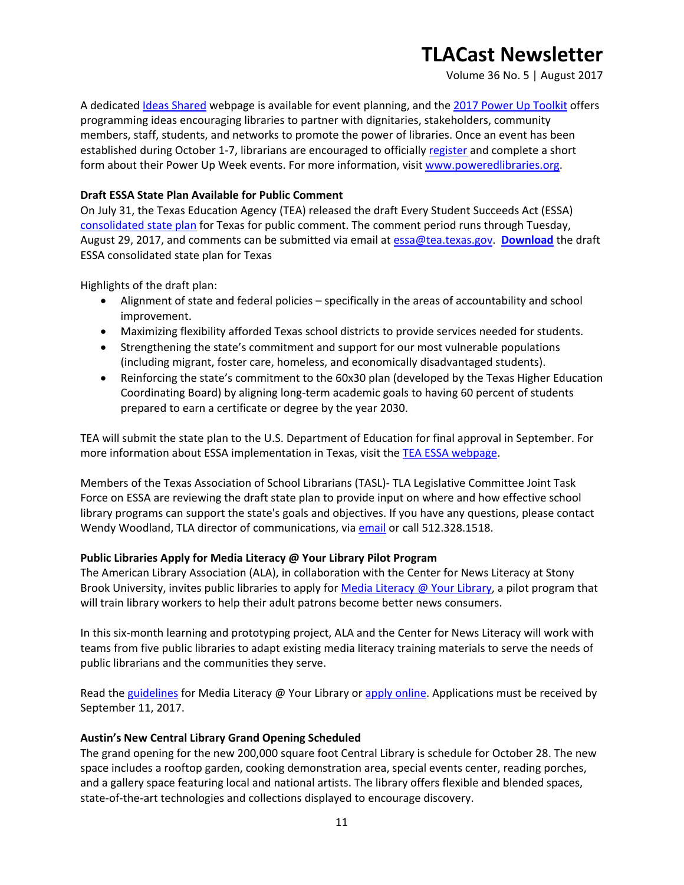A dedicated Ideas Shared webpage is available for event planning, and the 2017 Power Up Toolkit offers programming ideas encouraging libraries to partner with dignitaries, stakeholders, community members, staff, students, and networks to promote the power of libraries. Once an event has been established during October 1-7, librarians are encouraged to officially register and complete a short form about their Power Up Week events. For more information, visit www.poweredlibraries.org.

**Draft ESSA State Plan Available for Public Comment**

On July 31, the Texas Education Agency (TEA) released the draft Every Student Succeeds Act (ESSA) consolidated state plan for Texas for public comment. The comment period runs through Tuesday, August 29, 2017, and comments can be submitted via email at essa@tea.texas.gov. **Download** the draft ESSA consolidated state plan for Texas

Highlights of the draft plan:

- Alignment of state and federal policies – specifically in the areas of accountability and school improvement.
- Maximizing flexibility afforded Texas school districts to provide services needed for students.
- Strengthening the state's commitment and support for our most vulnerable populations (including migrant, foster care, homeless, and economically disadvantaged students).
- Reinforcing the state's commitment to the 60x30 plan (developed by the Texas Higher Education Coordinating Board) by aligning long-term academic goals to having 60 percent of students prepared to earn a certificate or degree by the year 2030.

TEA will submit the state plan to the U.S. Department of Education for final approval in September. For more information about ESSA implementation in Texas, visit the TEA ESSA webpage.

Members of the Texas Association of School Librarians (TASL)- TLA Legislative Committee Joint Task Force on ESSA are reviewing the draft state plan to provide input on where and how effective school library programs can support the state's goals and objectives. If you have any questions, please contact Wendy Woodland, TLA director of communications, via email or call 512.328.1518.

**Public Libraries Apply for Media Literacy @ Your Library Pilot Program**

The American Library Association (ALA), in collaboration with the Center for News Literacy at Stony Brook University, invites public libraries to apply for Media Literacy @ Your Library, a pilot program that will train library workers to help their adult patrons become better news consumers.

In this six-month learning and prototyping project, ALA and the Center for News Literacy will work with teams from five public libraries to adapt existing media literacy training materials to serve the needs of public librarians and the communities they serve.

Read the guidelines for Media Literacy @ Your Library or apply online. Applications must be received by September 11, 2017.

**Austin's New Central Library Grand Opening Scheduled**

The grand opening for the new 200,000 square foot Central Library is schedule for October 28. The new space includes a rooftop garden, cooking demonstration area, special events center, reading porches, and a gallery space featuring local and national artists. The library offers flexible and blended spaces, state-of-the-art technologies and collections displayed to encourage discovery.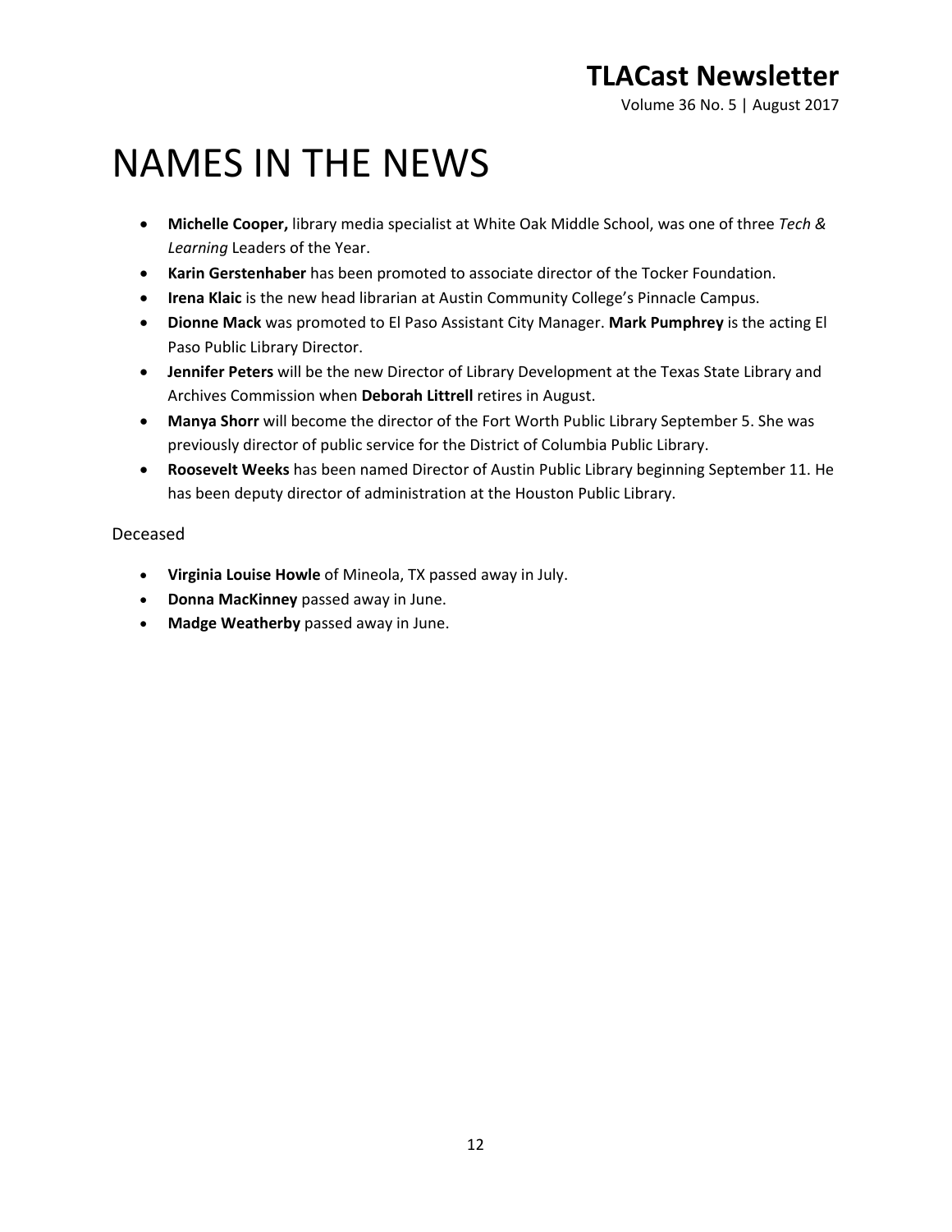# NAMES IN THE NEWS

- **Michelle Cooper,** library media specialist at White Oak Middle School, was one of three *Tech & Learning* Leaders of the Year.
- **Karin Gerstenhaber** has been promoted to associate director of the Tocker Foundation.
- **Irena Klaic** is the new head librarian at Austin Community College's Pinnacle Campus.
- **Dionne Mack** was promoted to El Paso Assistant City Manager. **Mark Pumphrey** is the acting El Paso Public Library Director.
- **Jennifer Peters** will be the new Director of Library Development at the Texas State Library and Archives Commission when **Deborah Littrell** retires in August.
- **Manya Shorr** will become the director of the Fort Worth Public Library September 5. She was previously director of public service for the District of Columbia Public Library.
- **Roosevelt Weeks** has been named Director of Austin Public Library beginning September 11. He has been deputy director of administration at the Houston Public Library.

Deceased

- **Virginia Louise Howle** of Mineola, TX passed away in July.
- **Donna MacKinney** passed away in June.
- **Madge Weatherby** passed away in June.